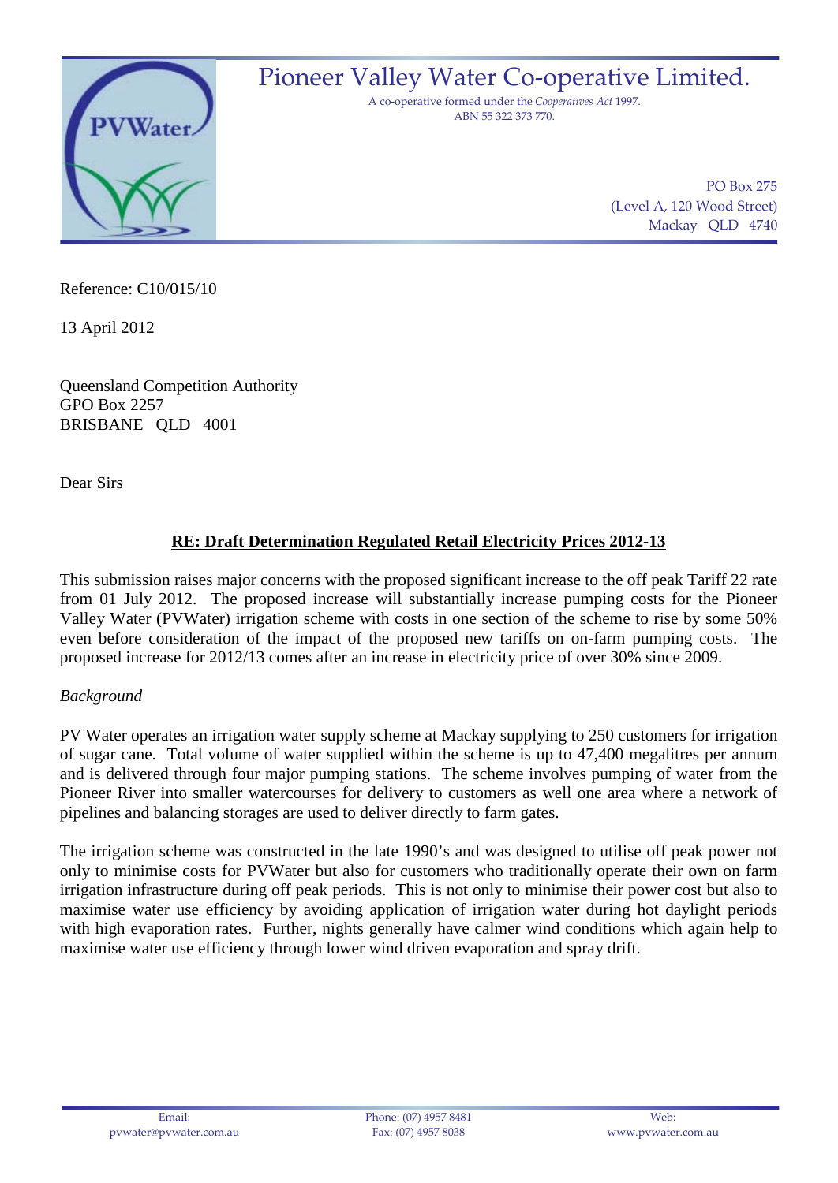# Pioneer Valley Water Co-operative Limited.

A co-operative formed under the *Cooperatives Act* 1997.
ABN 55 322 373 770.

PO Box 275
(Level A, 120 Wood Street)
Mackay QLD 4740

Reference: C10/015/10

13 April 2012

Queensland Competition Authority
GPO Box 2257
BRISBANE QLD 4001

Dear Sirs

**RE: Draft Determination Regulated Retail Electricity Prices 2012-13**

This submission raises major concerns with the proposed significant increase to the off peak Tariff 22 rate from 01 July 2012. The proposed increase will substantially increase pumping costs for the Pioneer Valley Water (PVWater) irrigation scheme with costs in one section of the scheme to rise by some 50% even before consideration of the impact of the proposed new tariffs on on-farm pumping costs. The proposed increase for 2012/13 comes after an increase in electricity price of over 30% since 2009.

*Background*

PV Water operates an irrigation water supply scheme at Mackay supplying to 250 customers for irrigation of sugar cane. Total volume of water supplied within the scheme is up to 47,400 megalitres per annum and is delivered through four major pumping stations. The scheme involves pumping of water from the Pioneer River into smaller watercourses for delivery to customers as well one area where a network of pipelines and balancing storages are used to deliver directly to farm gates.

The irrigation scheme was constructed in the late 1990's and was designed to utilise off peak power not only to minimise costs for PVWater but also for customers who traditionally operate their own on farm irrigation infrastructure during off peak periods. This is not only to minimise their power cost but also to maximise water use efficiency by avoiding application of irrigation water during hot daylight periods with high evaporation rates. Further, nights generally have calmer wind conditions which again help to maximise water use efficiency through lower wind driven evaporation and spray drift.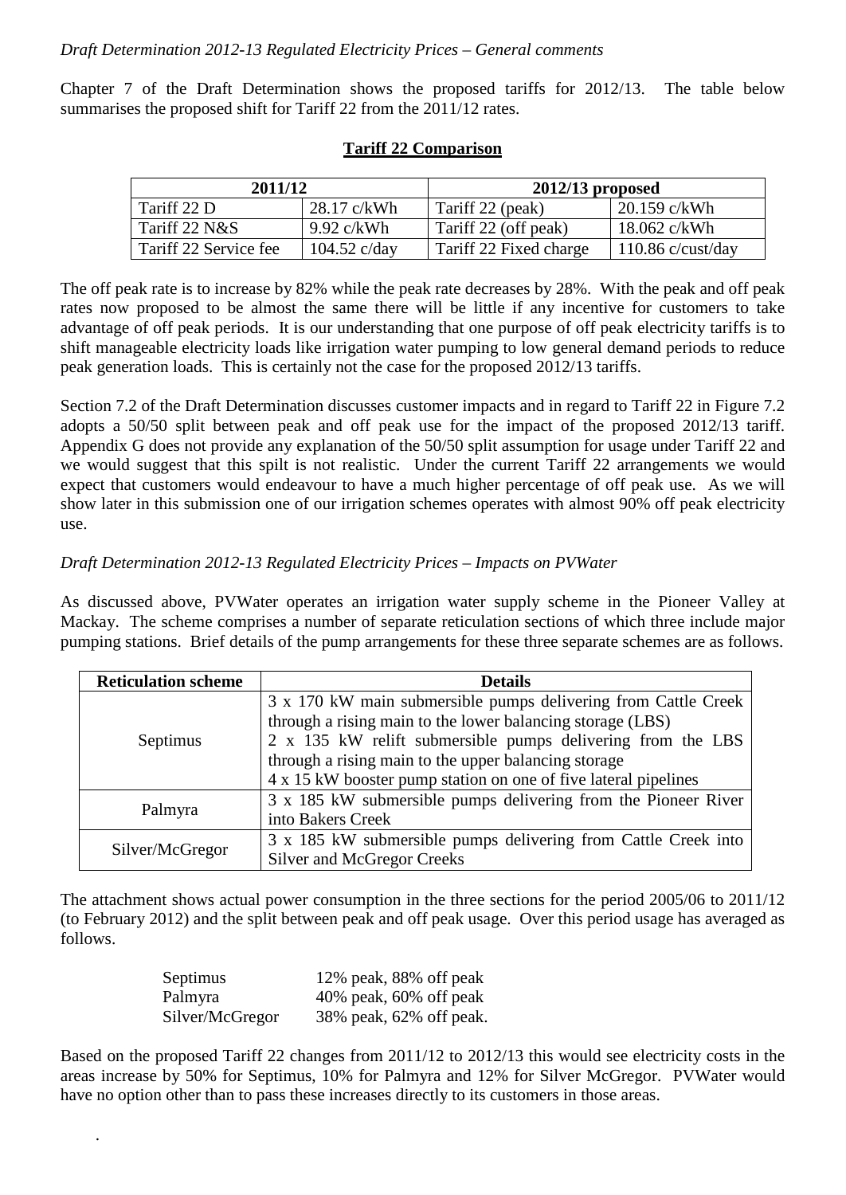*Draft Determination 2012-13 Regulated Electricity Prices – General comments*

Chapter 7 of the Draft Determination shows the proposed tariffs for 2012/13. The table below summarises the proposed shift for Tariff 22 from the 2011/12 rates.

**Tariff 22 Comparison**

| 2011/12 | | 2012/13 proposed | |
|---|---|---|---|
| Tariff 22 D | 28.17 c/kWh | Tariff 22 (peak) | 20.159 c/kWh |
| Tariff 22 N&S | 9.92 c/kWh | Tariff 22 (off peak) | 18.062 c/kWh |
| Tariff 22 Service fee | 104.52 c/day | Tariff 22 Fixed charge | 110.86 c/cust/day |

The off peak rate is to increase by 82% while the peak rate decreases by 28%. With the peak and off peak rates now proposed to be almost the same there will be little if any incentive for customers to take advantage of off peak periods. It is our understanding that one purpose of off peak electricity tariffs is to shift manageable electricity loads like irrigation water pumping to low general demand periods to reduce peak generation loads. This is certainly not the case for the proposed 2012/13 tariffs.

Section 7.2 of the Draft Determination discusses customer impacts and in regard to Tariff 22 in Figure 7.2 adopts a 50/50 split between peak and off peak use for the impact of the proposed 2012/13 tariff. Appendix G does not provide any explanation of the 50/50 split assumption for usage under Tariff 22 and we would suggest that this spilt is not realistic. Under the current Tariff 22 arrangements we would expect that customers would endeavour to have a much higher percentage of off peak use. As we will show later in this submission one of our irrigation schemes operates with almost 90% off peak electricity use.

*Draft Determination 2012-13 Regulated Electricity Prices – Impacts on PVWater*

As discussed above, PVWater operates an irrigation water supply scheme in the Pioneer Valley at Mackay. The scheme comprises a number of separate reticulation sections of which three include major pumping stations. Brief details of the pump arrangements for these three separate schemes are as follows.

| Reticulation scheme | Details |
|---|---|
| Septimus | 3 x 170 kW main submersible pumps delivering from Cattle Creek through a rising main to the lower balancing storage (LBS)<br>2 x 135 kW relift submersible pumps delivering from the LBS through a rising main to the upper balancing storage<br>4 x 15 kW booster pump station on one of five lateral pipelines |
| Palmyra | 3 x 185 kW submersible pumps delivering from the Pioneer River into Bakers Creek |
| Silver/McGregor | 3 x 185 kW submersible pumps delivering from Cattle Creek into Silver and McGregor Creeks |

The attachment shows actual power consumption in the three sections for the period 2005/06 to 2011/12 (to February 2012) and the split between peak and off peak usage. Over this period usage has averaged as follows.

| | |
|---|---|
| Septimus | 12% peak, 88% off peak |
| Palmyra | 40% peak, 60% off peak |
| Silver/McGregor | 38% peak, 62% off peak. |

Based on the proposed Tariff 22 changes from 2011/12 to 2012/13 this would see electricity costs in the areas increase by 50% for Septimus, 10% for Palmyra and 12% for Silver McGregor. PVWater would have no option other than to pass these increases directly to its customers in those areas.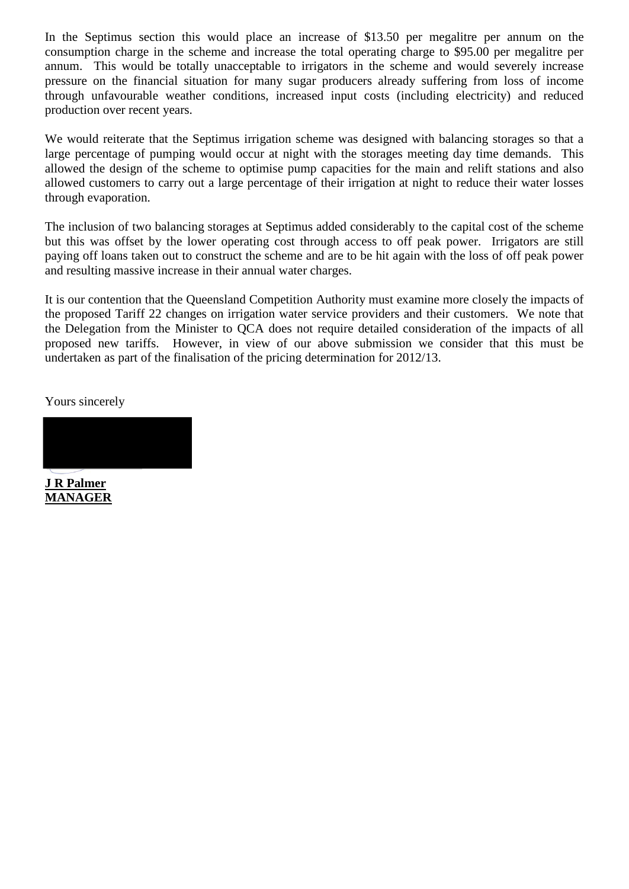In the Septimus section this would place an increase of $13.50 per megalitre per annum on the consumption charge in the scheme and increase the total operating charge to $95.00 per megalitre per annum. This would be totally unacceptable to irrigators in the scheme and would severely increase pressure on the financial situation for many sugar producers already suffering from loss of income through unfavourable weather conditions, increased input costs (including electricity) and reduced production over recent years.

We would reiterate that the Septimus irrigation scheme was designed with balancing storages so that a large percentage of pumping would occur at night with the storages meeting day time demands. This allowed the design of the scheme to optimise pump capacities for the main and relift stations and also allowed customers to carry out a large percentage of their irrigation at night to reduce their water losses through evaporation.

The inclusion of two balancing storages at Septimus added considerably to the capital cost of the scheme but this was offset by the lower operating cost through access to off peak power. Irrigators are still paying off loans taken out to construct the scheme and are to be hit again with the loss of off peak power and resulting massive increase in their annual water charges.

It is our contention that the Queensland Competition Authority must examine more closely the impacts of the proposed Tariff 22 changes on irrigation water service providers and their customers. We note that the Delegation from the Minister to QCA does not require detailed consideration of the impacts of all proposed new tariffs. However, in view of our above submission we consider that this must be undertaken as part of the finalisation of the pricing determination for 2012/13.

Yours sincerely

**J R Palmer**
**MANAGER**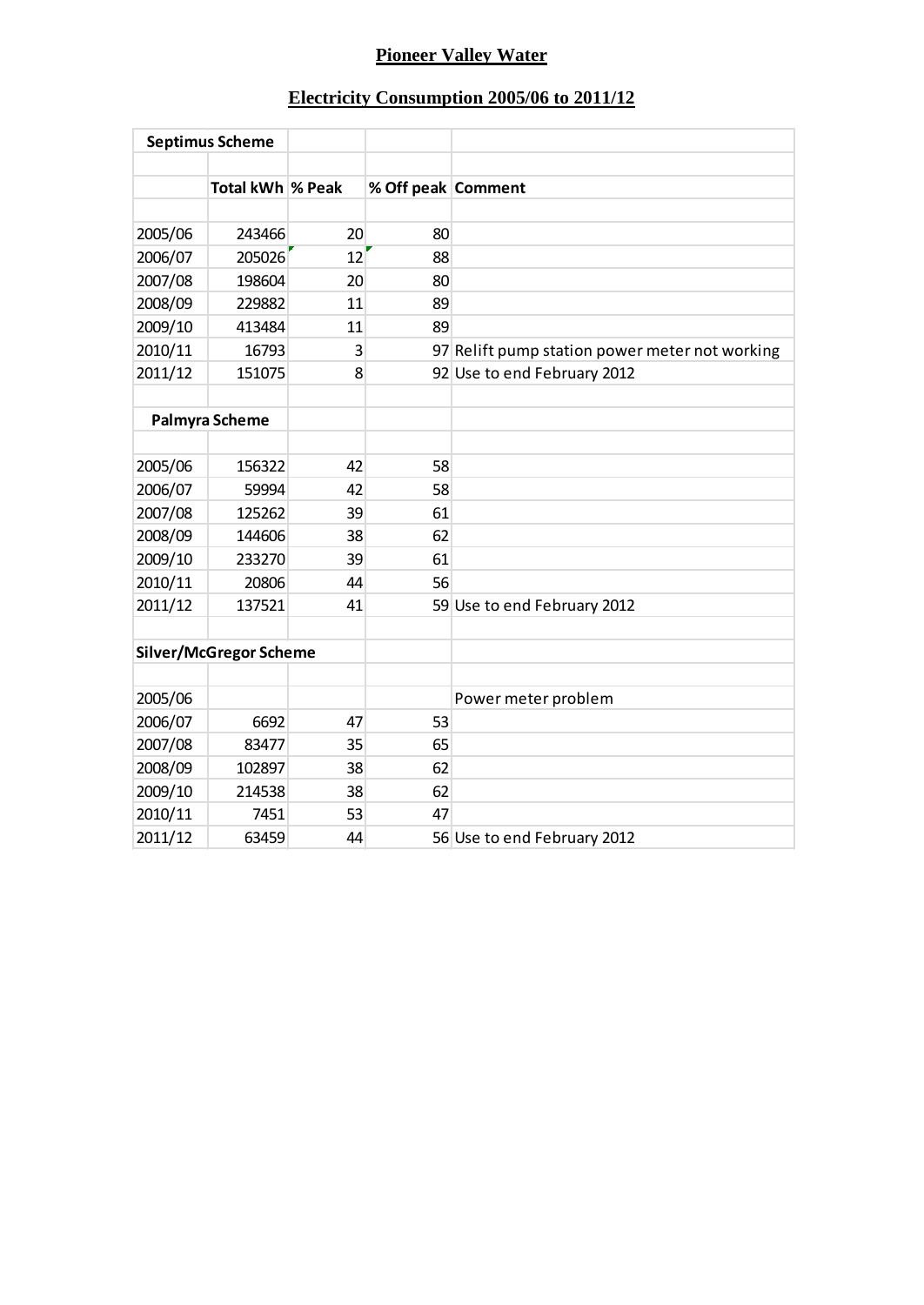## Pioneer Valley Water

## Electricity Consumption 2005/06 to 2011/12

| | | | | |
|---|---|---|---|---|
| **Septimus Scheme** | | | | |
| | **Total kWh** | **% Peak** | **% Off peak** | **Comment** |
| 2005/06 | 243466 | 20 | 80 | |
| 2006/07 | 205026 | 12 | 88 | |
| 2007/08 | 198604 | 20 | 80 | |
| 2008/09 | 229882 | 11 | 89 | |
| 2009/10 | 413484 | 11 | 89 | |
| 2010/11 | 16793 | 3 | 97 | Relift pump station power meter not working |
| 2011/12 | 151075 | 8 | 92 | Use to end February 2012 |
| | | | | |
| **Palmyra Scheme** | | | | |
| 2005/06 | 156322 | 42 | 58 | |
| 2006/07 | 59994 | 42 | 58 | |
| 2007/08 | 125262 | 39 | 61 | |
| 2008/09 | 144606 | 38 | 62 | |
| 2009/10 | 233270 | 39 | 61 | |
| 2010/11 | 20806 | 44 | 56 | |
| 2011/12 | 137521 | 41 | 59 | Use to end February 2012 |
| | | | | |
| **Silver/McGregor Scheme** | | | | |
| 2005/06 | | | | Power meter problem |
| 2006/07 | 6692 | 47 | 53 | |
| 2007/08 | 83477 | 35 | 65 | |
| 2008/09 | 102897 | 38 | 62 | |
| 2009/10 | 214538 | 38 | 62 | |
| 2010/11 | 7451 | 53 | 47 | |
| 2011/12 | 63459 | 44 | 56 | Use to end February 2012 |